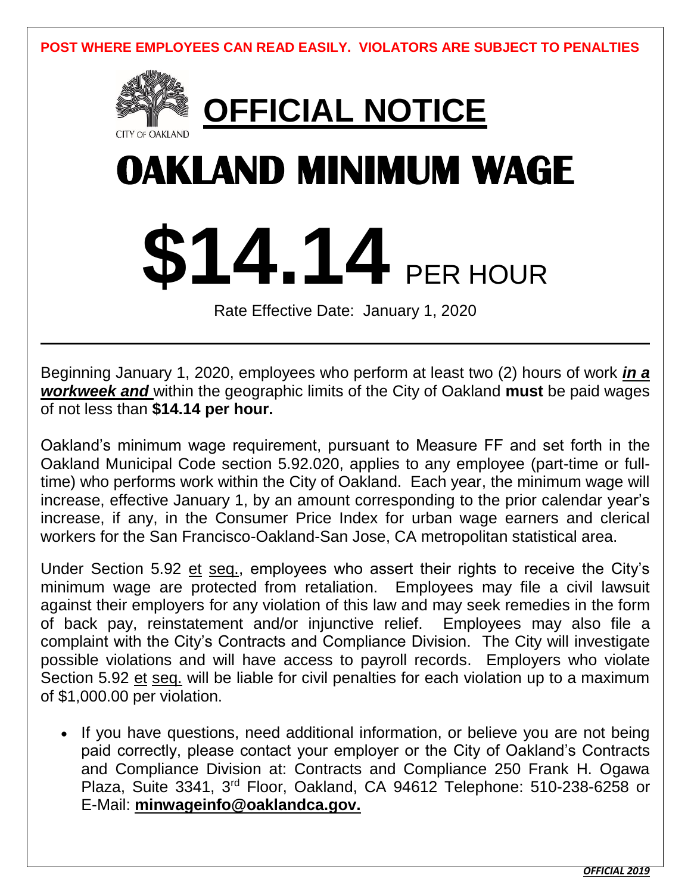**POST WHERE EMPLOYEES CAN READ EASILY. VIOLATORS ARE SUBJECT TO PENALTIES**

CITY OF OAKLAND

# OFFICIAL NOTICE

# OAKLAND MINIMUM WAGE

# $14.14 PER HOUR

Rate Effective Date: January 1, 2020

---

Beginning January 1, 2020, employees who perform at least two (2) hours of work ***in a workweek and*** within the geographic limits of the City of Oakland **must** be paid wages of not less than **$14.14 per hour.**

Oakland's minimum wage requirement, pursuant to Measure FF and set forth in the Oakland Municipal Code section 5.92.020, applies to any employee (part-time or full-time) who performs work within the City of Oakland. Each year, the minimum wage will increase, effective January 1, by an amount corresponding to the prior calendar year's increase, if any, in the Consumer Price Index for urban wage earners and clerical workers for the San Francisco-Oakland-San Jose, CA metropolitan statistical area.

Under Section 5.92 et seq., employees who assert their rights to receive the City's minimum wage are protected from retaliation. Employees may file a civil lawsuit against their employers for any violation of this law and may seek remedies in the form of back pay, reinstatement and/or injunctive relief. Employees may also file a complaint with the City's Contracts and Compliance Division. The City will investigate possible violations and will have access to payroll records. Employers who violate Section 5.92 et seq. will be liable for civil penalties for each violation up to a maximum of $1,000.00 per violation.

- If you have questions, need additional information, or believe you are not being paid correctly, please contact your employer or the City of Oakland's Contracts and Compliance Division at: Contracts and Compliance 250 Frank H. Ogawa Plaza, Suite 3341, 3rd Floor, Oakland, CA 94612 Telephone: 510-238-6258 or E-Mail: **minwageinfo@oaklandca.gov.**

***OFFICIAL 2019***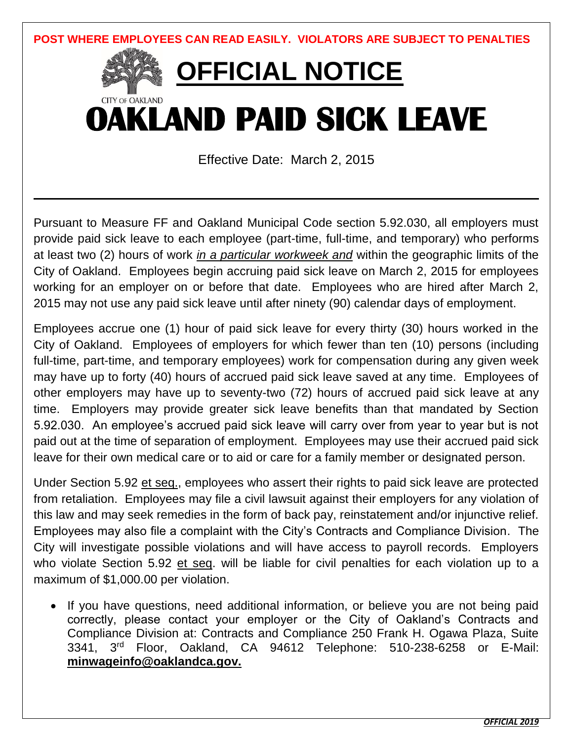**POST WHERE EMPLOYEES CAN READ EASILY. VIOLATORS ARE SUBJECT TO PENALTIES**

CITY OF OAKLAND

# OFFICIAL NOTICE

# OAKLAND PAID SICK LEAVE

Effective Date: March 2, 2015

---

Pursuant to Measure FF and Oakland Municipal Code section 5.92.030, all employers must provide paid sick leave to each employee (part-time, full-time, and temporary) who performs at least two (2) hours of work *in a particular workweek and* within the geographic limits of the City of Oakland. Employees begin accruing paid sick leave on March 2, 2015 for employees working for an employer on or before that date. Employees who are hired after March 2, 2015 may not use any paid sick leave until after ninety (90) calendar days of employment.

Employees accrue one (1) hour of paid sick leave for every thirty (30) hours worked in the City of Oakland. Employees of employers for which fewer than ten (10) persons (including full-time, part-time, and temporary employees) work for compensation during any given week may have up to forty (40) hours of accrued paid sick leave saved at any time. Employees of other employers may have up to seventy-two (72) hours of accrued paid sick leave at any time. Employers may provide greater sick leave benefits than that mandated by Section 5.92.030. An employee's accrued paid sick leave will carry over from year to year but is not paid out at the time of separation of employment. Employees may use their accrued paid sick leave for their own medical care or to aid or care for a family member or designated person.

Under Section 5.92 et seq., employees who assert their rights to paid sick leave are protected from retaliation. Employees may file a civil lawsuit against their employers for any violation of this law and may seek remedies in the form of back pay, reinstatement and/or injunctive relief. Employees may also file a complaint with the City's Contracts and Compliance Division. The City will investigate possible violations and will have access to payroll records. Employers who violate Section 5.92 et seq. will be liable for civil penalties for each violation up to a maximum of $1,000.00 per violation.

- If you have questions, need additional information, or believe you are not being paid correctly, please contact your employer or the City of Oakland's Contracts and Compliance Division at: Contracts and Compliance 250 Frank H. Ogawa Plaza, Suite 3341, 3rd Floor, Oakland, CA 94612 Telephone: 510-238-6258 or E-Mail: **minwageinfo@oaklandca.gov.**

***OFFICIAL 2019***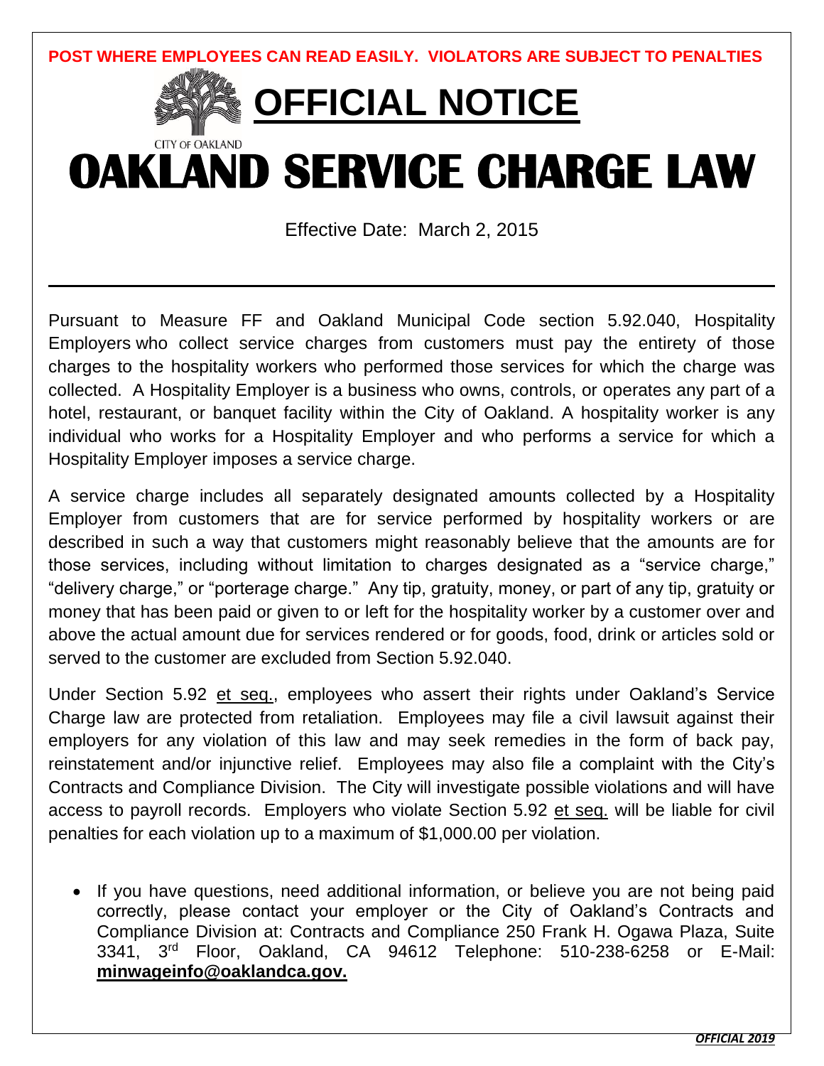**POST WHERE EMPLOYEES CAN READ EASILY. VIOLATORS ARE SUBJECT TO PENALTIES**

# OFFICIAL NOTICE

CITY OF OAKLAND

# OAKLAND SERVICE CHARGE LAW

Effective Date: March 2, 2015

---

Pursuant to Measure FF and Oakland Municipal Code section 5.92.040, Hospitality Employers who collect service charges from customers must pay the entirety of those charges to the hospitality workers who performed those services for which the charge was collected. A Hospitality Employer is a business who owns, controls, or operates any part of a hotel, restaurant, or banquet facility within the City of Oakland. A hospitality worker is any individual who works for a Hospitality Employer and who performs a service for which a Hospitality Employer imposes a service charge.

A service charge includes all separately designated amounts collected by a Hospitality Employer from customers that are for service performed by hospitality workers or are described in such a way that customers might reasonably believe that the amounts are for those services, including without limitation to charges designated as a "service charge," "delivery charge," or "porterage charge." Any tip, gratuity, money, or part of any tip, gratuity or money that has been paid or given to or left for the hospitality worker by a customer over and above the actual amount due for services rendered or for goods, food, drink or articles sold or served to the customer are excluded from Section 5.92.040.

Under Section 5.92 et seq., employees who assert their rights under Oakland's Service Charge law are protected from retaliation. Employees may file a civil lawsuit against their employers for any violation of this law and may seek remedies in the form of back pay, reinstatement and/or injunctive relief. Employees may also file a complaint with the City's Contracts and Compliance Division. The City will investigate possible violations and will have access to payroll records. Employers who violate Section 5.92 et seq. will be liable for civil penalties for each violation up to a maximum of $1,000.00 per violation.

- If you have questions, need additional information, or believe you are not being paid correctly, please contact your employer or the City of Oakland's Contracts and Compliance Division at: Contracts and Compliance 250 Frank H. Ogawa Plaza, Suite 3341, 3rd Floor, Oakland, CA 94612 Telephone: 510-238-6258 or E-Mail: **minwageinfo@oaklandca.gov.**

***OFFICIAL 2019***